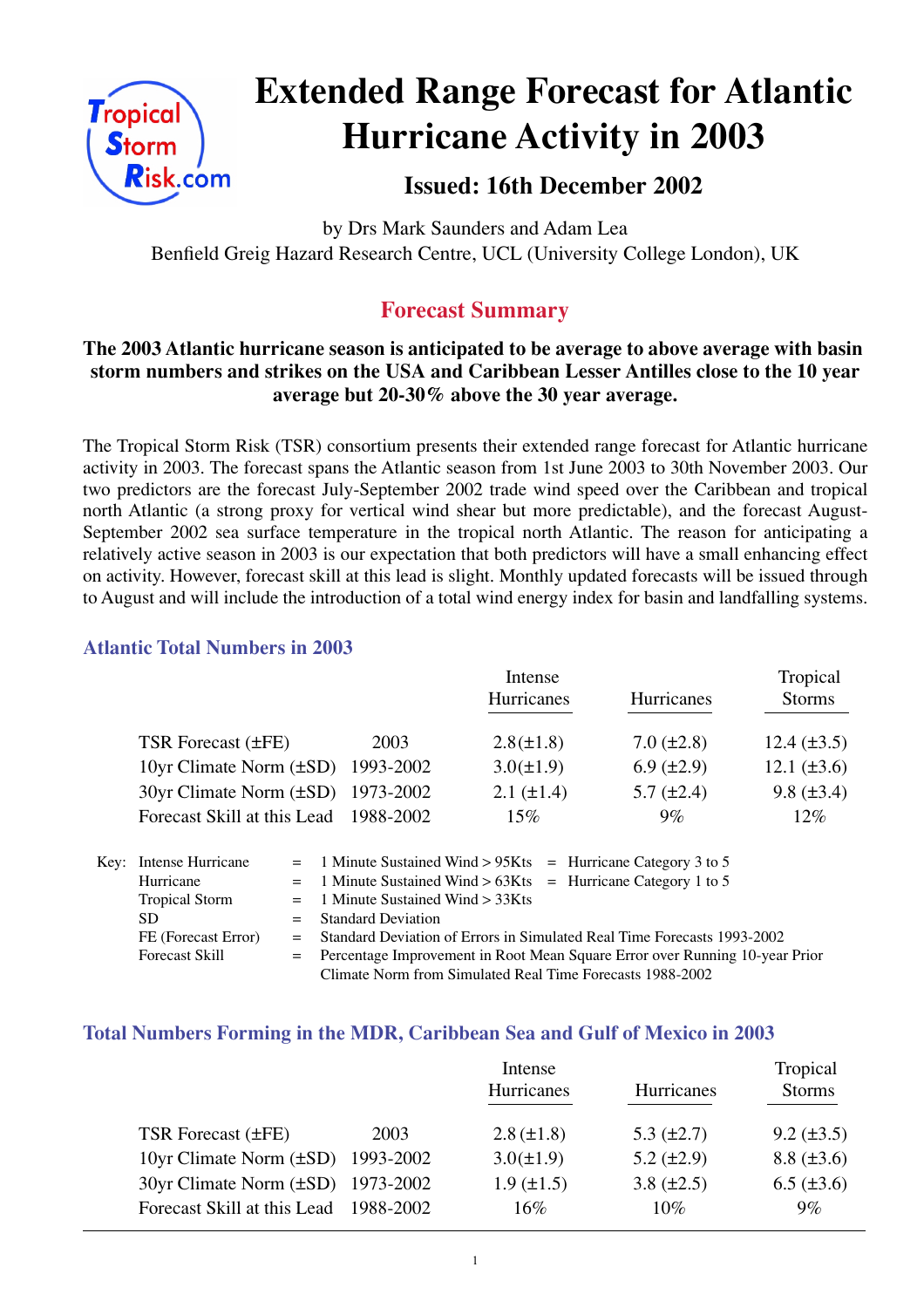# Extended Range Forecast for Atlantic Hurricane Activity in 2003

## Issued: 16th December 2002

by Drs Mark Saunders and Adam Lea
Benfield Greig Hazard Research Centre, UCL (University College London), UK

## Forecast Summary

**The 2003 Atlantic hurricane season is anticipated to be average to above average with basin storm numbers and strikes on the USA and Caribbean Lesser Antilles close to the 10 year average but 20-30% above the 30 year average.**

The Tropical Storm Risk (TSR) consortium presents their extended range forecast for Atlantic hurricane activity in 2003. The forecast spans the Atlantic season from 1st June 2003 to 30th November 2003. Our two predictors are the forecast July-September 2002 trade wind speed over the Caribbean and tropical north Atlantic (a strong proxy for vertical wind shear but more predictable), and the forecast August-September 2002 sea surface temperature in the tropical north Atlantic. The reason for anticipating a relatively active season in 2003 is our expectation that both predictors will have a small enhancing effect on activity. However, forecast skill at this lead is slight. Monthly updated forecasts will be issued through to August and will include the introduction of a total wind energy index for basin and landfalling systems.

### Atlantic Total Numbers in 2003

| | | Intense Hurricanes | Hurricanes | Tropical Storms |
|---|---|---|---|---|
| TSR Forecast (±FE) | 2003 | 2.8(±1.8) | 7.0 (±2.8) | 12.4 (±3.5) |
| 10yr Climate Norm (±SD) | 1993-2002 | 3.0(±1.9) | 6.9 (±2.9) | 12.1 (±3.6) |
| 30yr Climate Norm (±SD) | 1973-2002 | 2.1 (±1.4) | 5.7 (±2.4) | 9.8 (±3.4) |
| Forecast Skill at this Lead | 1988-2002 | 15% | 9% | 12% |

Key:
- Intense Hurricane = 1 Minute Sustained Wind > 95Kts = Hurricane Category 3 to 5
- Hurricane = 1 Minute Sustained Wind > 63Kts = Hurricane Category 1 to 5
- Tropical Storm = 1 Minute Sustained Wind > 33Kts
- SD = Standard Deviation
- FE (Forecast Error) = Standard Deviation of Errors in Simulated Real Time Forecasts 1993-2002
- Forecast Skill = Percentage Improvement in Root Mean Square Error over Running 10-year Prior Climate Norm from Simulated Real Time Forecasts 1988-2002

### Total Numbers Forming in the MDR, Caribbean Sea and Gulf of Mexico in 2003

| | | Intense Hurricanes | Hurricanes | Tropical Storms |
|---|---|---|---|---|
| TSR Forecast (±FE) | 2003 | 2.8 (±1.8) | 5.3 (±2.7) | 9.2 (±3.5) |
| 10yr Climate Norm (±SD) | 1993-2002 | 3.0(±1.9) | 5.2 (±2.9) | 8.8 (±3.6) |
| 30yr Climate Norm (±SD) | 1973-2002 | 1.9 (±1.5) | 3.8 (±2.5) | 6.5 (±3.6) |
| Forecast Skill at this Lead | 1988-2002 | 16% | 10% | 9% |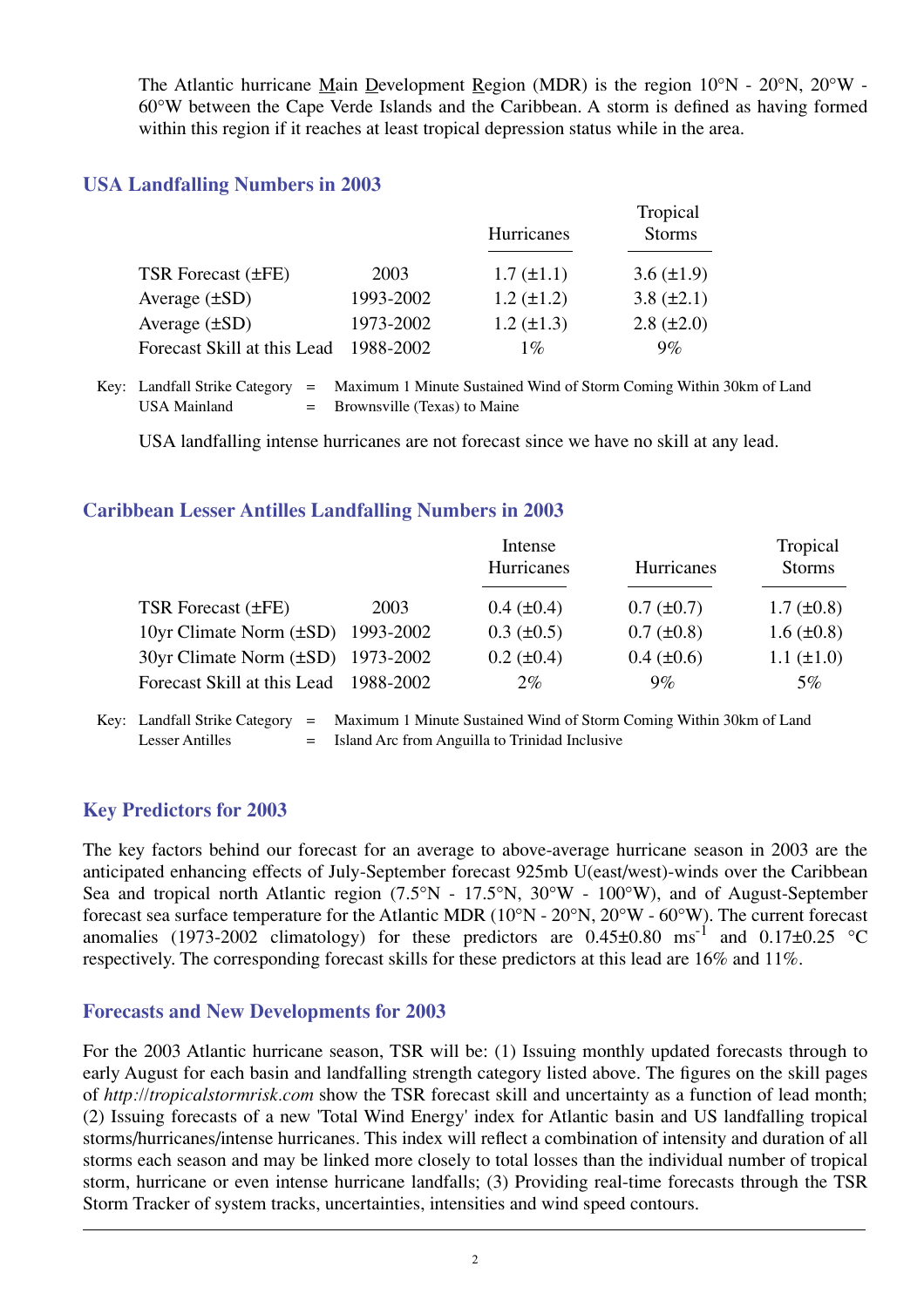The Atlantic hurricane Main Development Region (MDR) is the region 10°N - 20°N, 20°W - 60°W between the Cape Verde Islands and the Caribbean. A storm is defined as having formed within this region if it reaches at least tropical depression status while in the area.

## USA Landfalling Numbers in 2003

| | | Hurricanes | Tropical Storms |
|---|---|---|---|
| TSR Forecast (±FE) | 2003 | 1.7 (±1.1) | 3.6 (±1.9) |
| Average (±SD) | 1993-2002 | 1.2 (±1.2) | 3.8 (±2.1) |
| Average (±SD) | 1973-2002 | 1.2 (±1.3) | 2.8 (±2.0) |
| Forecast Skill at this Lead | 1988-2002 | 1% | 9% |

Key: Landfall Strike Category = Maximum 1 Minute Sustained Wind of Storm Coming Within 30km of Land
USA Mainland = Brownsville (Texas) to Maine

USA landfalling intense hurricanes are not forecast since we have no skill at any lead.

## Caribbean Lesser Antilles Landfalling Numbers in 2003

| | | Intense Hurricanes | Hurricanes | Tropical Storms |
|---|---|---|---|---|
| TSR Forecast (±FE) | 2003 | 0.4 (±0.4) | 0.7 (±0.7) | 1.7 (±0.8) |
| 10yr Climate Norm (±SD) | 1993-2002 | 0.3 (±0.5) | 0.7 (±0.8) | 1.6 (±0.8) |
| 30yr Climate Norm (±SD) | 1973-2002 | 0.2 (±0.4) | 0.4 (±0.6) | 1.1 (±1.0) |
| Forecast Skill at this Lead | 1988-2002 | 2% | 9% | 5% |

Key: Landfall Strike Category = Maximum 1 Minute Sustained Wind of Storm Coming Within 30km of Land
Lesser Antilles = Island Arc from Anguilla to Trinidad Inclusive

## Key Predictors for 2003

The key factors behind our forecast for an average to above-average hurricane season in 2003 are the anticipated enhancing effects of July-September forecast 925mb U(east/west)-winds over the Caribbean Sea and tropical north Atlantic region (7.5°N - 17.5°N, 30°W - 100°W), and of August-September forecast sea surface temperature for the Atlantic MDR (10°N - 20°N, 20°W - 60°W). The current forecast anomalies (1973-2002 climatology) for these predictors are 0.45±0.80 $ms^{-1}$ and 0.17±0.25 °C respectively. The corresponding forecast skills for these predictors at this lead are 16% and 11%.

## Forecasts and New Developments for 2003

For the 2003 Atlantic hurricane season, TSR will be: (1) Issuing monthly updated forecasts through to early August for each basin and landfalling strength category listed above. The figures on the skill pages of *http://tropicalstormrisk.com* show the TSR forecast skill and uncertainty as a function of lead month; (2) Issuing forecasts of a new 'Total Wind Energy' index for Atlantic basin and US landfalling tropical storms/hurricanes/intense hurricanes. This index will reflect a combination of intensity and duration of all storms each season and may be linked more closely to total losses than the individual number of tropical storm, hurricane or even intense hurricane landfalls; (3) Providing real-time forecasts through the TSR Storm Tracker of system tracks, uncertainties, intensities and wind speed contours.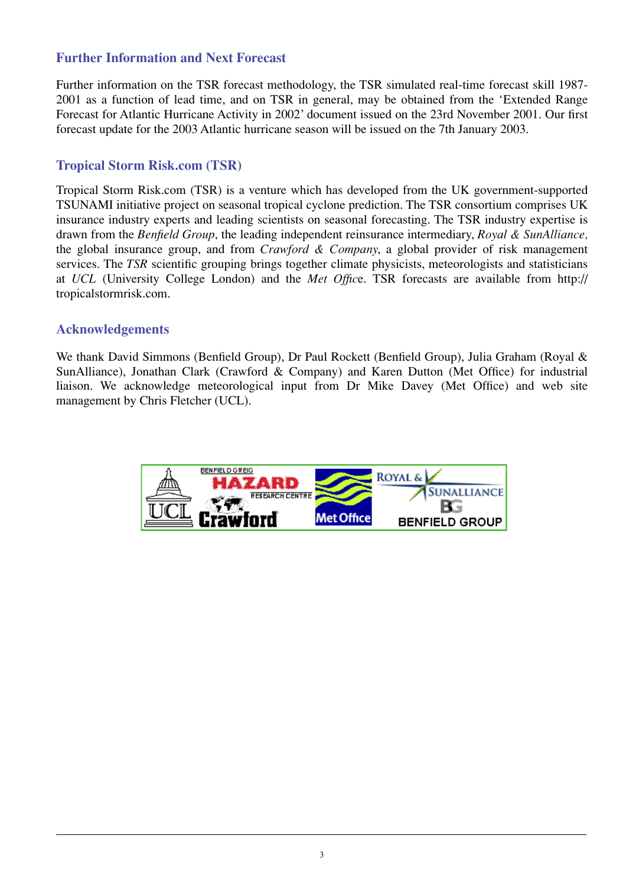## Further Information and Next Forecast

Further information on the TSR forecast methodology, the TSR simulated real-time forecast skill 1987-2001 as a function of lead time, and on TSR in general, may be obtained from the 'Extended Range Forecast for Atlantic Hurricane Activity in 2002' document issued on the 23rd November 2001. Our first forecast update for the 2003 Atlantic hurricane season will be issued on the 7th January 2003.

## Tropical Storm Risk.com (TSR)

Tropical Storm Risk.com (TSR) is a venture which has developed from the UK government-supported TSUNAMI initiative project on seasonal tropical cyclone prediction. The TSR consortium comprises UK insurance industry experts and leading scientists on seasonal forecasting. The TSR industry expertise is drawn from the *Benfield Group*, the leading independent reinsurance intermediary, *Royal & SunAlliance,* the global insurance group, and from *Crawford & Company*, a global provider of risk management services. The *TSR* scientific grouping brings together climate physicists, meteorologists and statisticians at *UCL* (University College London) and the *Met Office*. TSR forecasts are available from http://tropicalstormrisk.com.

## Acknowledgements

We thank David Simmons (Benfield Group), Dr Paul Rockett (Benfield Group), Julia Graham (Royal & SunAlliance), Jonathan Clark (Crawford & Company) and Karen Dutton (Met Office) for industrial liaison. We acknowledge meteorological input from Dr Mike Davey (Met Office) and web site management by Chris Fletcher (UCL).